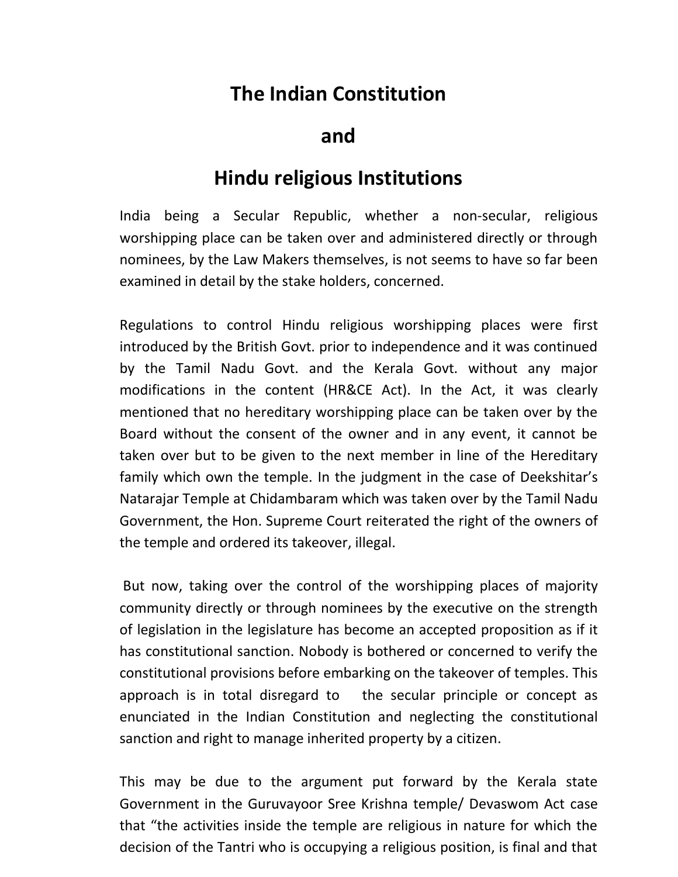# The Indian Constitution

# and

# Hindu religious Institutions

India being a Secular Republic, whether a non-secular, religious worshipping place can be taken over and administered directly or through nominees, by the Law Makers themselves, is not seems to have so far been examined in detail by the stake holders, concerned.

Regulations to control Hindu religious worshipping places were first introduced by the British Govt. prior to independence and it was continued by the Tamil Nadu Govt. and the Kerala Govt. without any major modifications in the content (HR&CE Act). In the Act, it was clearly mentioned that no hereditary worshipping place can be taken over by the Board without the consent of the owner and in any event, it cannot be taken over but to be given to the next member in line of the Hereditary family which own the temple. In the judgment in the case of Deekshitar's Natarajar Temple at Chidambaram which was taken over by the Tamil Nadu Government, the Hon. Supreme Court reiterated the right of the owners of the temple and ordered its takeover, illegal.

But now, taking over the control of the worshipping places of majority community directly or through nominees by the executive on the strength of legislation in the legislature has become an accepted proposition as if it has constitutional sanction. Nobody is bothered or concerned to verify the constitutional provisions before embarking on the takeover of temples. This approach is in total disregard to the secular principle or concept as enunciated in the Indian Constitution and neglecting the constitutional sanction and right to manage inherited property by a citizen.

This may be due to the argument put forward by the Kerala state Government in the Guruvayoor Sree Krishna temple/ Devaswom Act case that "the activities inside the temple are religious in nature for which the decision of the Tantri who is occupying a religious position, is final and that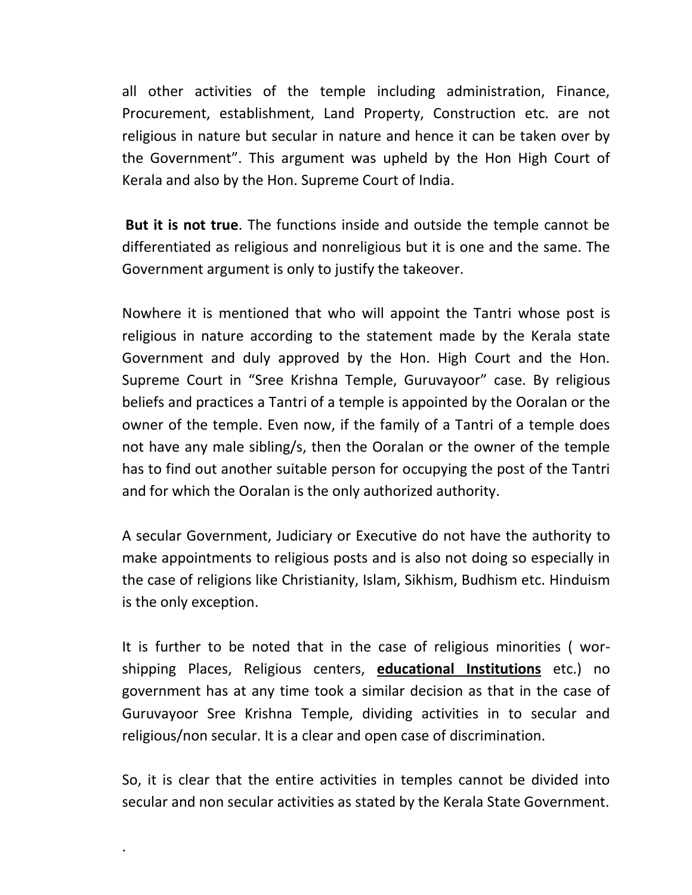all other activities of the temple including administration, Finance, Procurement, establishment, Land Property, Construction etc. are not religious in nature but secular in nature and hence it can be taken over by the Government". This argument was upheld by the Hon High Court of Kerala and also by the Hon. Supreme Court of India.

**But it is not true**. The functions inside and outside the temple cannot be differentiated as religious and nonreligious but it is one and the same. The Government argument is only to justify the takeover.

Nowhere it is mentioned that who will appoint the Tantri whose post is religious in nature according to the statement made by the Kerala state Government and duly approved by the Hon. High Court and the Hon. Supreme Court in "Sree Krishna Temple, Guruvayoor" case. By religious beliefs and practices a Tantri of a temple is appointed by the Ooralan or the owner of the temple. Even now, if the family of a Tantri of a temple does not have any male sibling/s, then the Ooralan or the owner of the temple has to find out another suitable person for occupying the post of the Tantri and for which the Ooralan is the only authorized authority.

A secular Government, Judiciary or Executive do not have the authority to make appointments to religious posts and is also not doing so especially in the case of religions like Christianity, Islam, Sikhism, Budhism etc. Hinduism is the only exception.

It is further to be noted that in the case of religious minorities ( worshipping Places, Religious centers, **educational Institutions** etc.) no government has at any time took a similar decision as that in the case of Guruvayoor Sree Krishna Temple, dividing activities in to secular and religious/non secular. It is a clear and open case of discrimination.

So, it is clear that the entire activities in temples cannot be divided into secular and non secular activities as stated by the Kerala State Government.

.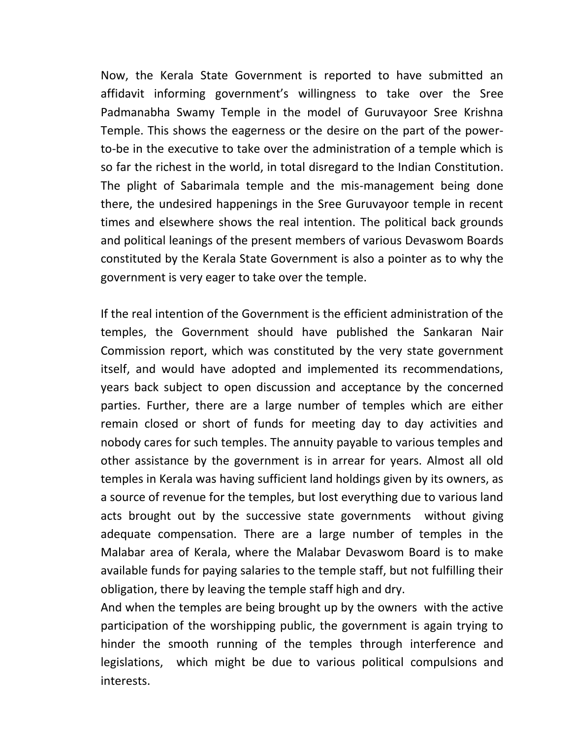Now, the Kerala State Government is reported to have submitted an affidavit informing government's willingness to take over the Sree Padmanabha Swamy Temple in the model of Guruvayoor Sree Krishna Temple. This shows the eagerness or the desire on the part of the power-to-be in the executive to take over the administration of a temple which is so far the richest in the world, in total disregard to the Indian Constitution. The plight of Sabarimala temple and the mis-management being done there, the undesired happenings in the Sree Guruvayoor temple in recent times and elsewhere shows the real intention. The political back grounds and political leanings of the present members of various Devaswom Boards constituted by the Kerala State Government is also a pointer as to why the government is very eager to take over the temple.

If the real intention of the Government is the efficient administration of the temples, the Government should have published the Sankaran Nair Commission report, which was constituted by the very state government itself, and would have adopted and implemented its recommendations, years back subject to open discussion and acceptance by the concerned parties. Further, there are a large number of temples which are either remain closed or short of funds for meeting day to day activities and nobody cares for such temples. The annuity payable to various temples and other assistance by the government is in arrear for years. Almost all old temples in Kerala was having sufficient land holdings given by its owners, as a source of revenue for the temples, but lost everything due to various land acts brought out by the successive state governments without giving adequate compensation. There are a large number of temples in the Malabar area of Kerala, where the Malabar Devaswom Board is to make available funds for paying salaries to the temple staff, but not fulfilling their obligation, there by leaving the temple staff high and dry.

And when the temples are being brought up by the owners with the active participation of the worshipping public, the government is again trying to hinder the smooth running of the temples through interference and legislations, which might be due to various political compulsions and interests.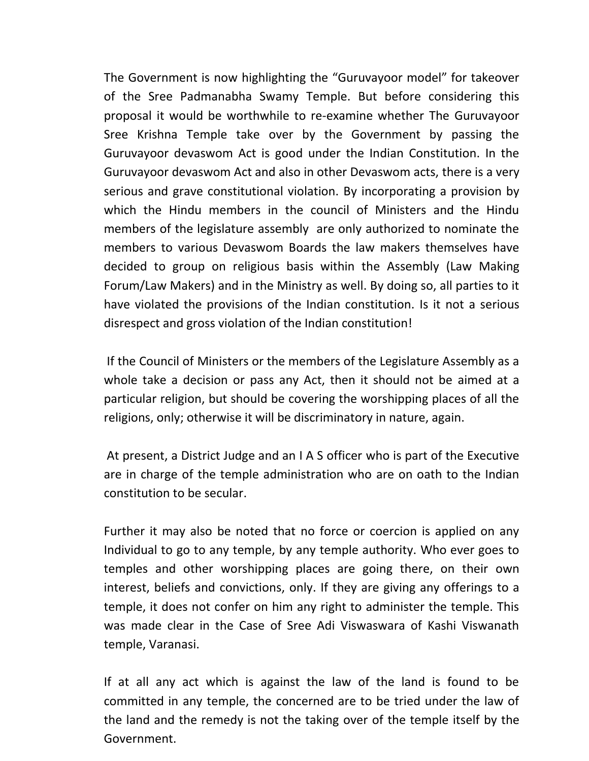The Government is now highlighting the “Guruvayoor model” for takeover of the Sree Padmanabha Swamy Temple. But before considering this proposal it would be worthwhile to re-examine whether The Guruvayoor Sree Krishna Temple take over by the Government by passing the Guruvayoor devaswom Act is good under the Indian Constitution. In the Guruvayoor devaswom Act and also in other Devaswom acts, there is a very serious and grave constitutional violation. By incorporating a provision by which the Hindu members in the council of Ministers and the Hindu members of the legislature assembly are only authorized to nominate the members to various Devaswom Boards the law makers themselves have decided to group on religious basis within the Assembly (Law Making Forum/Law Makers) and in the Ministry as well. By doing so, all parties to it have violated the provisions of the Indian constitution. Is it not a serious disrespect and gross violation of the Indian constitution!

If the Council of Ministers or the members of the Legislature Assembly as a whole take a decision or pass any Act, then it should not be aimed at a particular religion, but should be covering the worshipping places of all the religions, only; otherwise it will be discriminatory in nature, again.

At present, a District Judge and an I A S officer who is part of the Executive are in charge of the temple administration who are on oath to the Indian constitution to be secular.

Further it may also be noted that no force or coercion is applied on any Individual to go to any temple, by any temple authority. Who ever goes to temples and other worshipping places are going there, on their own interest, beliefs and convictions, only. If they are giving any offerings to a temple, it does not confer on him any right to administer the temple. This was made clear in the Case of Sree Adi Viswaswara of Kashi Viswanath temple, Varanasi.

If at all any act which is against the law of the land is found to be committed in any temple, the concerned are to be tried under the law of the land and the remedy is not the taking over of the temple itself by the Government.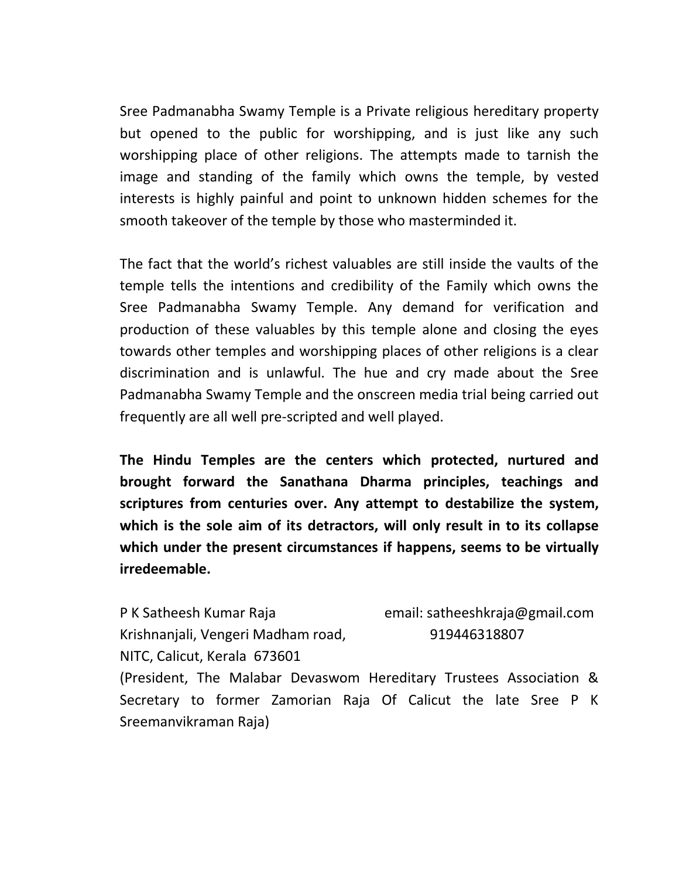Sree Padmanabha Swamy Temple is a Private religious hereditary property but opened to the public for worshipping, and is just like any such worshipping place of other religions. The attempts made to tarnish the image and standing of the family which owns the temple, by vested interests is highly painful and point to unknown hidden schemes for the smooth takeover of the temple by those who masterminded it.

The fact that the world's richest valuables are still inside the vaults of the temple tells the intentions and credibility of the Family which owns the Sree Padmanabha Swamy Temple. Any demand for verification and production of these valuables by this temple alone and closing the eyes towards other temples and worshipping places of other religions is a clear discrimination and is unlawful. The hue and cry made about the Sree Padmanabha Swamy Temple and the onscreen media trial being carried out frequently are all well pre-scripted and well played.

**The Hindu Temples are the centers which protected, nurtured and brought forward the Sanathana Dharma principles, teachings and scriptures from centuries over. Any attempt to destabilize the system, which is the sole aim of its detractors, will only result in to its collapse which under the present circumstances if happens, seems to be virtually irredeemable.**

P K Satheesh Kumar Raja  
Krishnanjali, Vengeri Madham road,  
NITC, Calicut, Kerala 673601

email: satheeshkraja@gmail.com  
919446318807

(President, The Malabar Devaswom Hereditary Trustees Association & Secretary to former Zamorian Raja Of Calicut the late Sree P K Sreemanvikraman Raja)